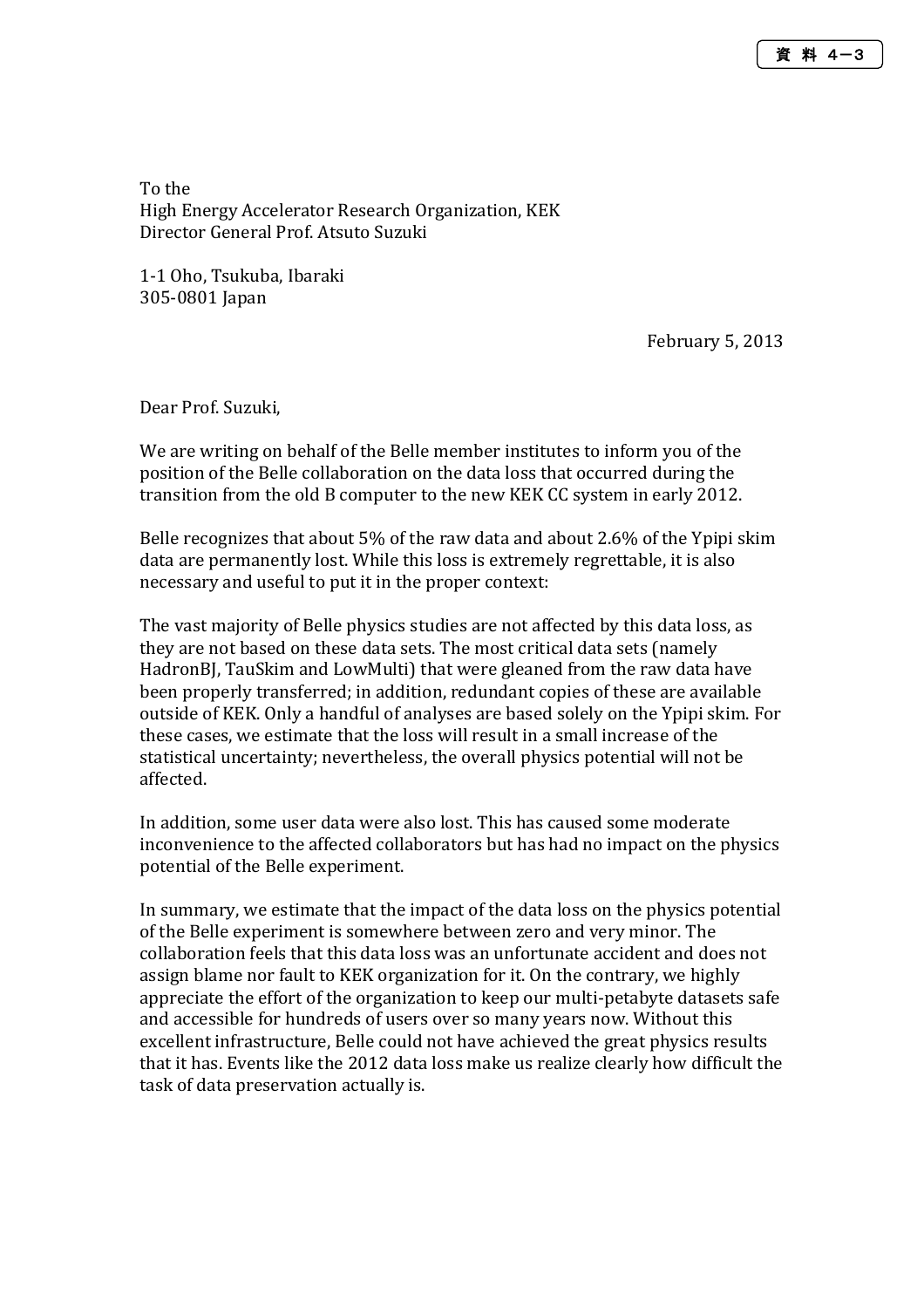資 料 4−3

To the
High Energy Accelerator Research Organization, KEK
Director General Prof. Atsuto Suzuki

1-1 Oho, Tsukuba, Ibaraki
305-0801 Japan

February 5, 2013

Dear Prof. Suzuki,

We are writing on behalf of the Belle member institutes to inform you of the position of the Belle collaboration on the data loss that occurred during the transition from the old B computer to the new KEK CC system in early 2012.

Belle recognizes that about 5% of the raw data and about 2.6% of the Ypipi skim data are permanently lost. While this loss is extremely regrettable, it is also necessary and useful to put it in the proper context:

The vast majority of Belle physics studies are not affected by this data loss, as they are not based on these data sets. The most critical data sets (namely HadronBJ, TauSkim and LowMulti) that were gleaned from the raw data have been properly transferred; in addition, redundant copies of these are available outside of KEK. Only a handful of analyses are based solely on the Ypipi skim. For these cases, we estimate that the loss will result in a small increase of the statistical uncertainty; nevertheless, the overall physics potential will not be affected.

In addition, some user data were also lost. This has caused some moderate inconvenience to the affected collaborators but has had no impact on the physics potential of the Belle experiment.

In summary, we estimate that the impact of the data loss on the physics potential of the Belle experiment is somewhere between zero and very minor. The collaboration feels that this data loss was an unfortunate accident and does not assign blame nor fault to KEK organization for it. On the contrary, we highly appreciate the effort of the organization to keep our multi-petabyte datasets safe and accessible for hundreds of users over so many years now. Without this excellent infrastructure, Belle could not have achieved the great physics results that it has. Events like the 2012 data loss make us realize clearly how difficult the task of data preservation actually is.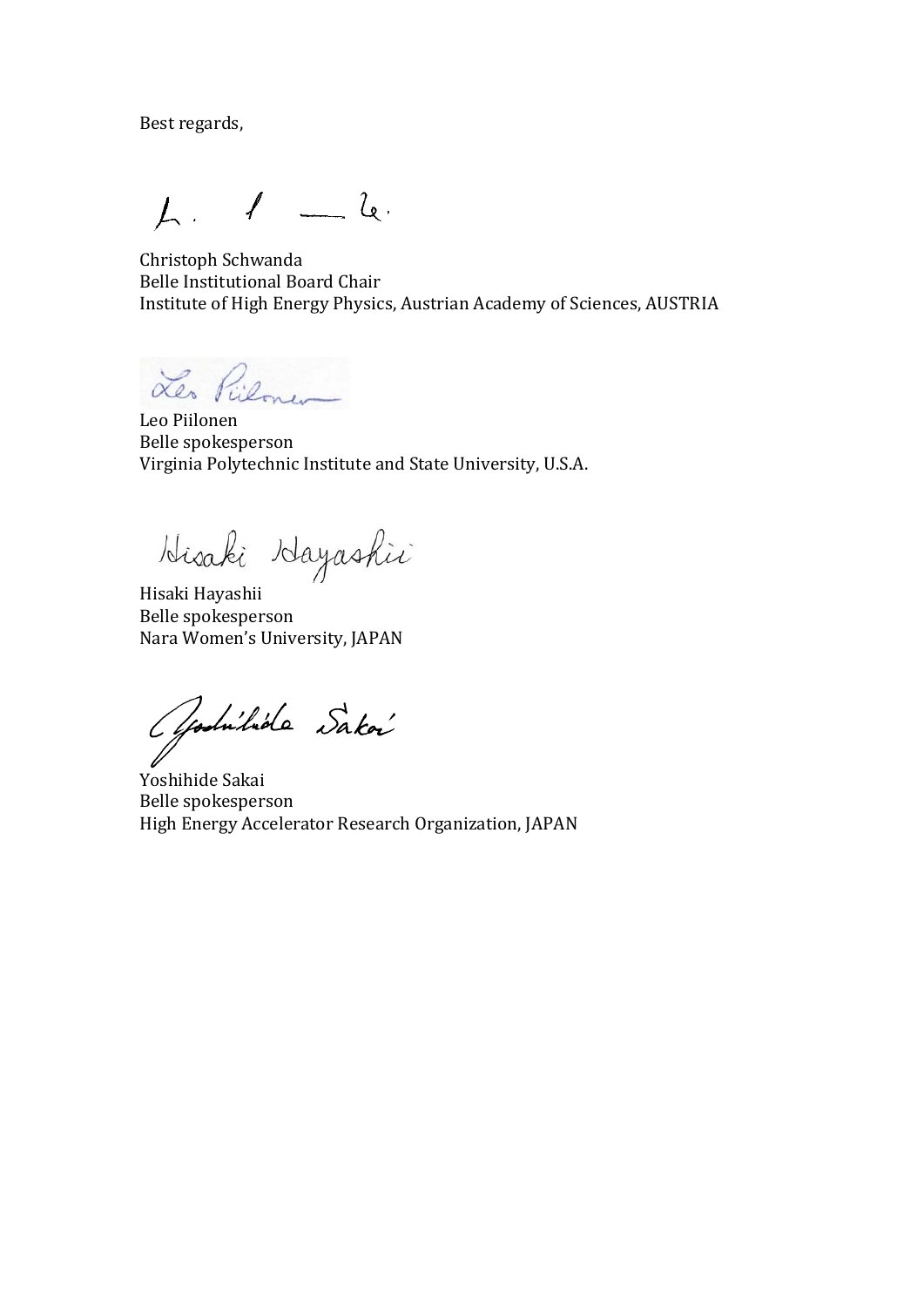Best regards,

Christoph Schwanda  
Belle Institutional Board Chair  
Institute of High Energy Physics, Austrian Academy of Sciences, AUSTRIA

Leo Piilonen  
Belle spokesperson  
Virginia Polytechnic Institute and State University, U.S.A.

Hisaki Hayashii  
Belle spokesperson  
Nara Women's University, JAPAN

Yoshihide Sakai  
Belle spokesperson  
High Energy Accelerator Research Organization, JAPAN